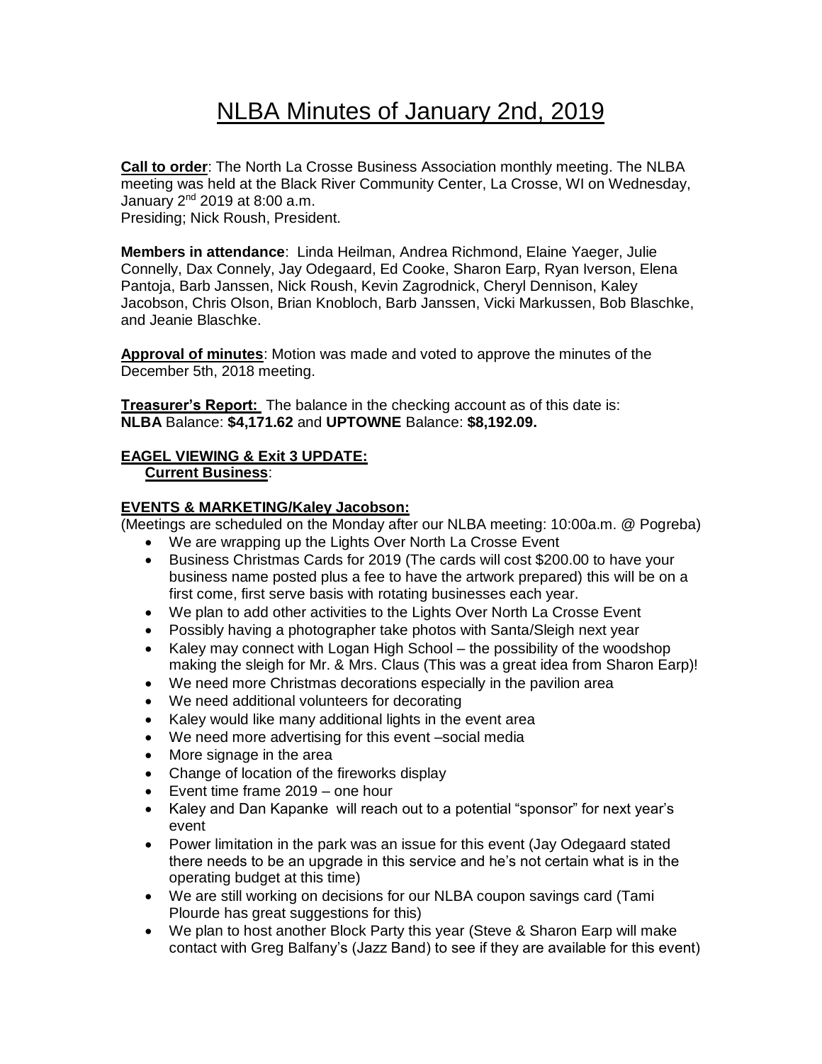# NLBA Minutes of January 2nd, 2019

**Call to order**: The North La Crosse Business Association monthly meeting. The NLBA meeting was held at the Black River Community Center, La Crosse, WI on Wednesday, January 2nd 2019 at 8:00 a.m.
Presiding; Nick Roush, President.

**Members in attendance**: Linda Heilman, Andrea Richmond, Elaine Yaeger, Julie Connelly, Dax Connely, Jay Odegaard, Ed Cooke, Sharon Earp, Ryan Iverson, Elena Pantoja, Barb Janssen, Nick Roush, Kevin Zagrodnick, Cheryl Dennison, Kaley Jacobson, Chris Olson, Brian Knobloch, Barb Janssen, Vicki Markussen, Bob Blaschke, and Jeanie Blaschke.

**Approval of minutes**: Motion was made and voted to approve the minutes of the December 5th, 2018 meeting.

**Treasurer's Report:** The balance in the checking account as of this date is:
**NLBA** Balance: **$4,171.62** and **UPTOWNE** Balance: **$8,192.09.**

**EAGEL VIEWING & Exit 3 UPDATE:**

**Current Business**:

**EVENTS & MARKETING/Kaley Jacobson:**
(Meetings are scheduled on the Monday after our NLBA meeting: 10:00a.m. @ Pogreba)

- We are wrapping up the Lights Over North La Crosse Event
- Business Christmas Cards for 2019 (The cards will cost $200.00 to have your business name posted plus a fee to have the artwork prepared) this will be on a first come, first serve basis with rotating businesses each year.
- We plan to add other activities to the Lights Over North La Crosse Event
- Possibly having a photographer take photos with Santa/Sleigh next year
- Kaley may connect with Logan High School – the possibility of the woodshop making the sleigh for Mr. & Mrs. Claus (This was a great idea from Sharon Earp)!
- We need more Christmas decorations especially in the pavilion area
- We need additional volunteers for decorating
- Kaley would like many additional lights in the event area
- We need more advertising for this event –social media
- More signage in the area
- Change of location of the fireworks display
- Event time frame 2019 – one hour
- Kaley and Dan Kapanke will reach out to a potential "sponsor" for next year's event
- Power limitation in the park was an issue for this event (Jay Odegaard stated there needs to be an upgrade in this service and he's not certain what is in the operating budget at this time)
- We are still working on decisions for our NLBA coupon savings card (Tami Plourde has great suggestions for this)
- We plan to host another Block Party this year (Steve & Sharon Earp will make contact with Greg Balfany's (Jazz Band) to see if they are available for this event)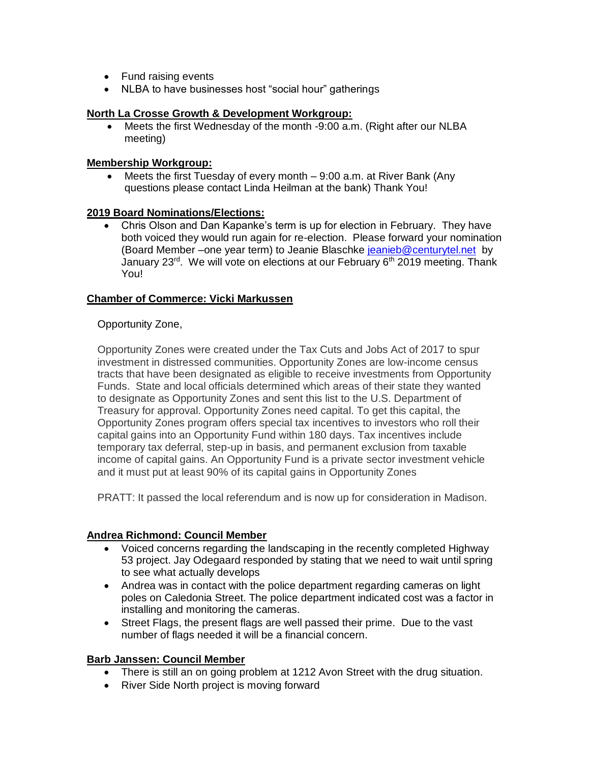- Fund raising events
- NLBA to have businesses host "social hour" gatherings

**North La Crosse Growth & Development Workgroup:**

- Meets the first Wednesday of the month -9:00 a.m. (Right after our NLBA meeting)

**Membership Workgroup:**

- Meets the first Tuesday of every month – 9:00 a.m. at River Bank (Any questions please contact Linda Heilman at the bank) Thank You!

**2019 Board Nominations/Elections:**

- Chris Olson and Dan Kapanke's term is up for election in February. They have both voiced they would run again for re-election. Please forward your nomination (Board Member –one year term) to Jeanie Blaschke jeanieb@centurytel.net by January 23rd. We will vote on elections at our February 6th 2019 meeting. Thank You!

**Chamber of Commerce: Vicki Markussen**

Opportunity Zone,

Opportunity Zones were created under the Tax Cuts and Jobs Act of 2017 to spur investment in distressed communities. Opportunity Zones are low-income census tracts that have been designated as eligible to receive investments from Opportunity Funds. State and local officials determined which areas of their state they wanted to designate as Opportunity Zones and sent this list to the U.S. Department of Treasury for approval. Opportunity Zones need capital. To get this capital, the Opportunity Zones program offers special tax incentives to investors who roll their capital gains into an Opportunity Fund within 180 days. Tax incentives include temporary tax deferral, step-up in basis, and permanent exclusion from taxable income of capital gains. An Opportunity Fund is a private sector investment vehicle and it must put at least 90% of its capital gains in Opportunity Zones

PRATT: It passed the local referendum and is now up for consideration in Madison.

**Andrea Richmond: Council Member**

- Voiced concerns regarding the landscaping in the recently completed Highway 53 project. Jay Odegaard responded by stating that we need to wait until spring to see what actually develops
- Andrea was in contact with the police department regarding cameras on light poles on Caledonia Street. The police department indicated cost was a factor in installing and monitoring the cameras.
- Street Flags, the present flags are well passed their prime. Due to the vast number of flags needed it will be a financial concern.

**Barb Janssen: Council Member**

- There is still an on going problem at 1212 Avon Street with the drug situation.
- River Side North project is moving forward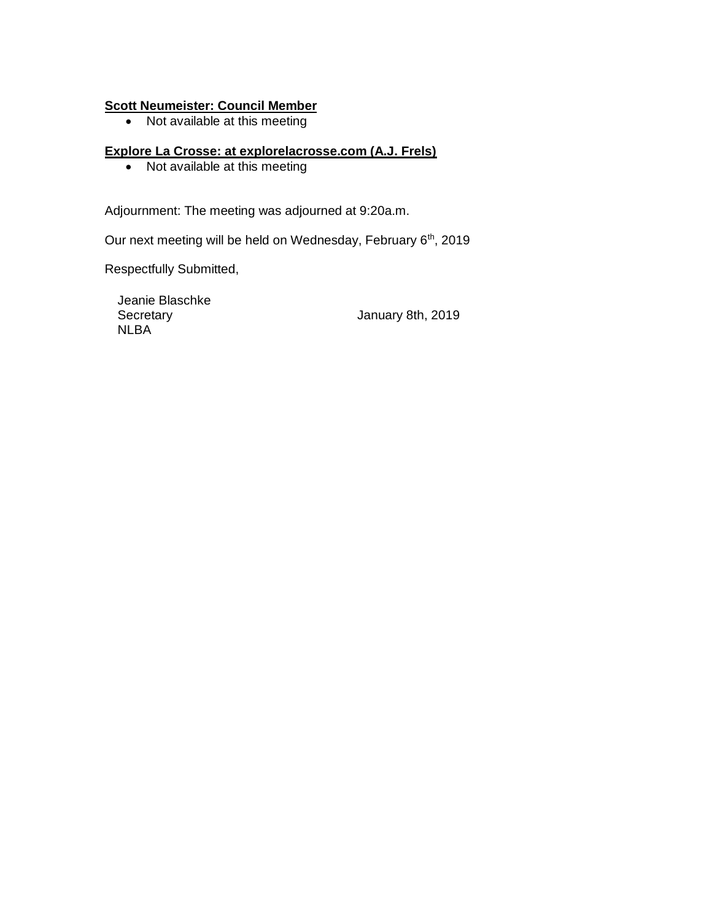**Scott Neumeister: Council Member**

- Not available at this meeting

**Explore La Crosse: at explorelacrosse.com (A.J. Frels)**

- Not available at this meeting

Adjournment: The meeting was adjourned at 9:20a.m.

Our next meeting will be held on Wednesday, February 6th, 2019

Respectfully Submitted,

Jeanie Blaschke
Secretary January 8th, 2019
NLBA